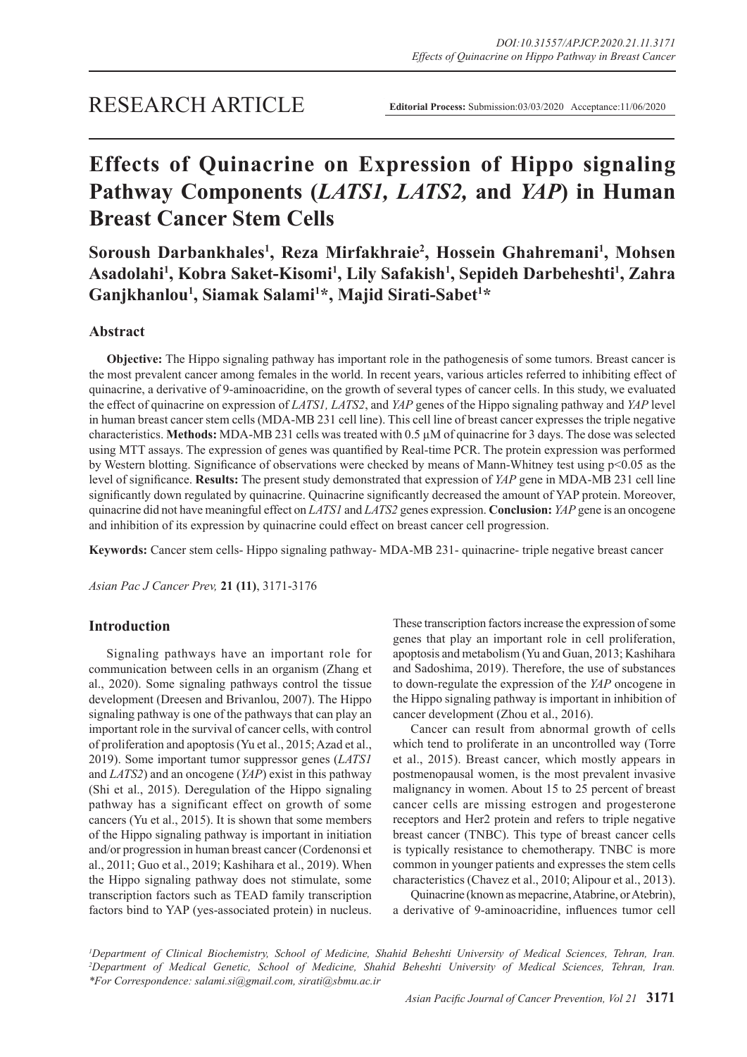RESEARCH ARTICLE

**Editorial Process:** Submission:03/03/2020 Acceptance:11/06/2020

# Effects of Quinacrine on Expression of Hippo signaling Pathway Components (*LATS1, LATS2,* and *YAP*) in Human Breast Cancer Stem Cells

**Soroush Darbankhales[1], Reza Mirfakhraie[2], Hossein Ghahremani[1], Mohsen Asadolahi[1], Kobra Saket-Kisomi[1], Lily Safakish[1], Sepideh Darbeheshti[1], Zahra Ganjkhanlou[1], Siamak Salami[1]*, Majid Sirati-Sabet[1]***

## Abstract

**Objective:** The Hippo signaling pathway has important role in the pathogenesis of some tumors. Breast cancer is the most prevalent cancer among females in the world. In recent years, various articles referred to inhibiting effect of quinacrine, a derivative of 9-aminoacridine, on the growth of several types of cancer cells. In this study, we evaluated the effect of quinacrine on expression of *LATS1, LATS2*, and *YAP* genes of the Hippo signaling pathway and *YAP* level in human breast cancer stem cells (MDA-MB 231 cell line). This cell line of breast cancer expresses the triple negative characteristics. **Methods:** MDA-MB 231 cells was treated with 0.5 µM of quinacrine for 3 days. The dose was selected using MTT assays. The expression of genes was quantified by Real-time PCR. The protein expression was performed by Western blotting. Significance of observations were checked by means of Mann-Whitney test using $p<0.05$ as the level of significance. **Results:** The present study demonstrated that expression of *YAP* gene in MDA-MB 231 cell line significantly down regulated by quinacrine. Quinacrine significantly decreased the amount of YAP protein. Moreover, quinacrine did not have meaningful effect on *LATS1* and *LATS2* genes expression. **Conclusion:** *YAP* gene is an oncogene and inhibition of its expression by quinacrine could effect on breast cancer cell progression.

**Keywords:** Cancer stem cells- Hippo signaling pathway- MDA-MB 231- quinacrine- triple negative breast cancer

*Asian Pac J Cancer Prev,* **21 (11)**, 3171-3176

## Introduction

Signaling pathways have an important role for communication between cells in an organism (Zhang et al., 2020). Some signaling pathways control the tissue development (Dreesen and Brivanlou, 2007). The Hippo signaling pathway is one of the pathways that can play an important role in the survival of cancer cells, with control of proliferation and apoptosis (Yu et al., 2015; Azad et al., 2019). Some important tumor suppressor genes (*LATS1* and *LATS2*) and an oncogene (*YAP*) exist in this pathway (Shi et al., 2015). Deregulation of the Hippo signaling pathway has a significant effect on growth of some cancers (Yu et al., 2015). It is shown that some members of the Hippo signaling pathway is important in initiation and/or progression in human breast cancer (Cordenonsi et al., 2011; Guo et al., 2019; Kashihara et al., 2019). When the Hippo signaling pathway does not stimulate, some transcription factors such as TEAD family transcription factors bind to YAP (yes-associated protein) in nucleus. These transcription factors increase the expression of some genes that play an important role in cell proliferation, apoptosis and metabolism (Yu and Guan, 2013; Kashihara and Sadoshima, 2019). Therefore, the use of substances to down-regulate the expression of the *YAP* oncogene in the Hippo signaling pathway is important in inhibition of cancer development (Zhou et al., 2016).

Cancer can result from abnormal growth of cells which tend to proliferate in an uncontrolled way (Torre et al., 2015). Breast cancer, which mostly appears in postmenopausal women, is the most prevalent invasive malignancy in women. About 15 to 25 percent of breast cancer cells are missing estrogen and progesterone receptors and Her2 protein and refers to triple negative breast cancer (TNBC). This type of breast cancer cells is typically resistance to chemotherapy. TNBC is more common in younger patients and expresses the stem cells characteristics (Chavez et al., 2010; Alipour et al., 2013).

Quinacrine (known as mepacrine, Atabrine, or Atebrin), a derivative of 9-aminoacridine, influences tumor cell

[1]Department of Clinical Biochemistry, School of Medicine, Shahid Beheshti University of Medical Sciences, Tehran, Iran. [2]Department of Medical Genetic, School of Medicine, Shahid Beheshti University of Medical Sciences, Tehran, Iran. *For Correspondence: salami.si@gmail.com, sirati@sbmu.ac.ir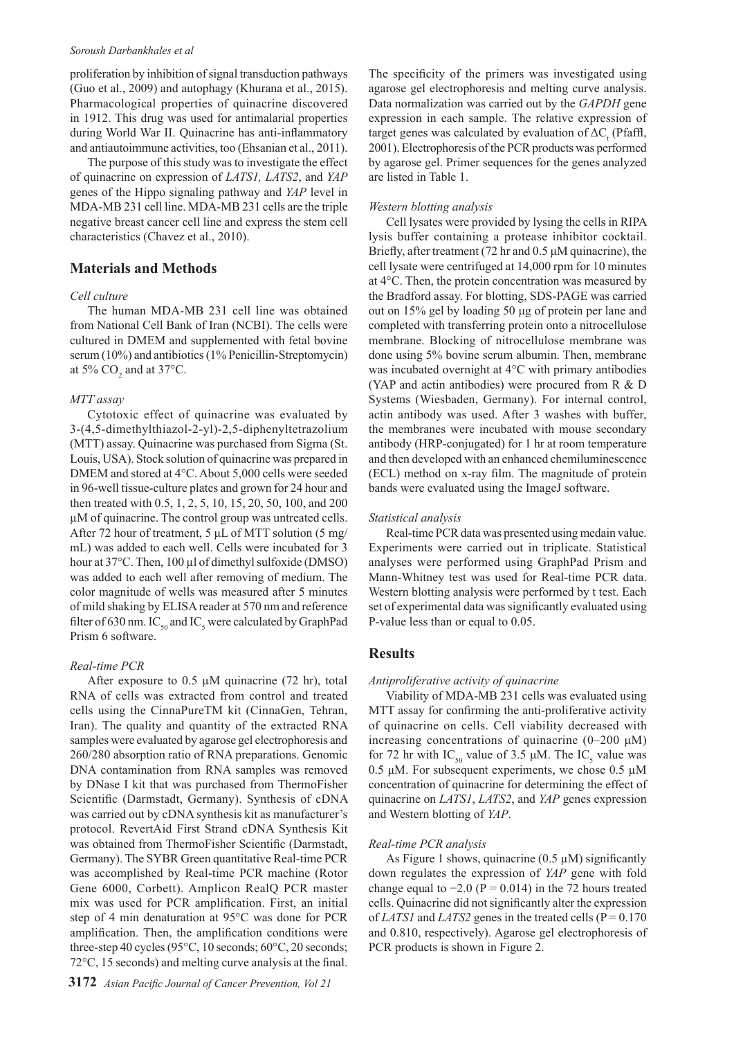proliferation by inhibition of signal transduction pathways (Guo et al., 2009) and autophagy (Khurana et al., 2015). Pharmacological properties of quinacrine discovered in 1912. This drug was used for antimalarial properties during World War II. Quinacrine has anti-inflammatory and antiautoimmune activities, too (Ehsanian et al., 2011).

The purpose of this study was to investigate the effect of quinacrine on expression of *LATS1, LATS2*, and *YAP* genes of the Hippo signaling pathway and *YAP* level in MDA-MB 231 cell line. MDA-MB 231 cells are the triple negative breast cancer cell line and express the stem cell characteristics (Chavez et al., 2010).

## Materials and Methods

### *Cell culture*

The human MDA-MB 231 cell line was obtained from National Cell Bank of Iran (NCBI). The cells were cultured in DMEM and supplemented with fetal bovine serum (10%) and antibiotics (1% Penicillin-Streptomycin) at 5% $CO_2$ and at 37°C.

### *MTT assay*

Cytotoxic effect of quinacrine was evaluated by 3-(4,5-dimethylthiazol-2-yl)-2,5-diphenyltetrazolium (MTT) assay. Quinacrine was purchased from Sigma (St. Louis, USA). Stock solution of quinacrine was prepared in DMEM and stored at 4°C. About 5,000 cells were seeded in 96-well tissue-culture plates and grown for 24 hour and then treated with 0.5, 1, 2, 5, 10, 15, 20, 50, 100, and 200 µM of quinacrine. The control group was untreated cells. After 72 hour of treatment, 5 µL of MTT solution (5 mg/mL) was added to each well. Cells were incubated for 3 hour at 37°C. Then, 100 µl of dimethyl sulfoxide (DMSO) was added to each well after removing of medium. The color magnitude of wells was measured after 5 minutes of mild shaking by ELISA reader at 570 nm and reference filter of 630 nm. $IC_{50}$ and $IC_5$ were calculated by GraphPad Prism 6 software.

### *Real-time PCR*

After exposure to 0.5 µM quinacrine (72 hr), total RNA of cells was extracted from control and treated cells using the CinnaPureTM kit (CinnaGen, Tehran, Iran). The quality and quantity of the extracted RNA samples were evaluated by agarose gel electrophoresis and 260/280 absorption ratio of RNA preparations. Genomic DNA contamination from RNA samples was removed by DNase I kit that was purchased from ThermoFisher Scientific (Darmstadt, Germany). Synthesis of cDNA was carried out by cDNA synthesis kit as manufacturer's protocol. RevertAid First Strand cDNA Synthesis Kit was obtained from ThermoFisher Scientific (Darmstadt, Germany). The SYBR Green quantitative Real-time PCR was accomplished by Real-time PCR machine (Rotor Gene 6000, Corbett). Amplicon RealQ PCR master mix was used for PCR amplification. First, an initial step of 4 min denaturation at 95°C was done for PCR amplification. Then, the amplification conditions were three-step 40 cycles (95°C, 10 seconds; 60°C, 20 seconds; 72°C, 15 seconds) and melting curve analysis at the final. The specificity of the primers was investigated using agarose gel electrophoresis and melting curve analysis. Data normalization was carried out by the *GAPDH* gene expression in each sample. The relative expression of target genes was calculated by evaluation of $\Delta C_t$ (Pfaffl, 2001). Electrophoresis of the PCR products was performed by agarose gel. Primer sequences for the genes analyzed are listed in Table 1.

### *Western blotting analysis*

Cell lysates were provided by lysing the cells in RIPA lysis buffer containing a protease inhibitor cocktail. Briefly, after treatment (72 hr and 0.5 µM quinacrine), the cell lysate were centrifuged at 14,000 rpm for 10 minutes at 4°C. Then, the protein concentration was measured by the Bradford assay. For blotting, SDS-PAGE was carried out on 15% gel by loading 50 µg of protein per lane and completed with transferring protein onto a nitrocellulose membrane. Blocking of nitrocellulose membrane was done using 5% bovine serum albumin. Then, membrane was incubated overnight at 4°C with primary antibodies (YAP and actin antibodies) were procured from R & D Systems (Wiesbaden, Germany). For internal control, actin antibody was used. After 3 washes with buffer, the membranes were incubated with mouse secondary antibody (HRP-conjugated) for 1 hr at room temperature and then developed with an enhanced chemiluminescence (ECL) method on x-ray film. The magnitude of protein bands were evaluated using the ImageJ software.

### *Statistical analysis*

Real-time PCR data was presented using medain value. Experiments were carried out in triplicate. Statistical analyses were performed using GraphPad Prism and Mann-Whitney test was used for Real-time PCR data. Western blotting analysis were performed by t test. Each set of experimental data was significantly evaluated using P-value less than or equal to 0.05.

## Results

### *Antiproliferative activity of quinacrine*

Viability of MDA-MB 231 cells was evaluated using MTT assay for confirming the anti-proliferative activity of quinacrine on cells. Cell viability decreased with increasing concentrations of quinacrine (0–200 µM) for 72 hr with $IC_{50}$ value of 3.5 µM. The $IC_5$ value was 0.5 µM. For subsequent experiments, we chose 0.5 µM concentration of quinacrine for determining the effect of quinacrine on *LATS1*, *LATS2*, and *YAP* genes expression and Western blotting of *YAP*.

### *Real-time PCR analysis*

As Figure 1 shows, quinacrine (0.5 µM) significantly down regulates the expression of *YAP* gene with fold change equal to −2.0 (P = 0.014) in the 72 hours treated cells. Quinacrine did not significantly alter the expression of *LATS1* and *LATS2* genes in the treated cells (P = 0.170 and 0.810, respectively). Agarose gel electrophoresis of PCR products is shown in Figure 2.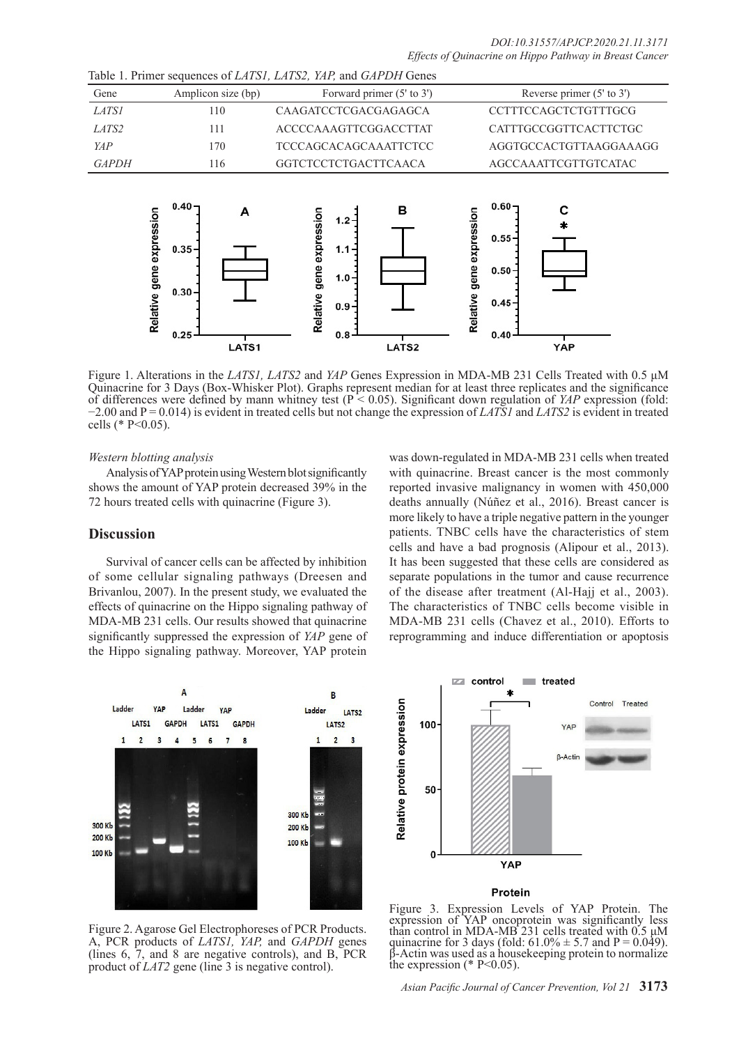Table 1. Primer sequences of *LATS1, LATS2, YAP,* and *GAPDH* Genes

| Gene | Amplicon size (bp) | Forward primer (5' to 3') | Reverse primer (5' to 3') |
|---|---|---|---|
| *LATS1* | 110 | CAAGATCCTCGACGAGAGCA | CCTTTCCAGCTCTGTTTGCG |
| *LATS2* | 111 | ACCCCAAAGTTCGGACCTTAT | CATTTGCCGGTTCACTTCTGC |
| *YAP* | 170 | TCCCAGCACAGCAAATTCTCC | AGGTGCCACTGTTAAGGAAAGG |
| *GAPDH* | 116 | GGTCTCCTCTGACTTCAACA | AGCCAAATTCGTTGTCATAC |

Figure 1. Alterations in the *LATS1, LATS2* and *YAP* Genes Expression in MDA-MB 231 Cells Treated with 0.5 μM Quinacrine for 3 Days (Box-Whisker Plot). Graphs represent median for at least three replicates and the significance of differences were defined by mann whitney test ($P < 0.05$). Significant down regulation of *YAP* expression (fold: −2.00 and P = 0.014) is evident in treated cells but not change the expression of *LATS1* and *LATS2* is evident in treated cells (* P<0.05).

*Western blotting analysis*

Analysis of YAP protein using Western blot significantly shows the amount of YAP protein decreased 39% in the 72 hours treated cells with quinacrine (Figure 3).

## Discussion

Survival of cancer cells can be affected by inhibition of some cellular signaling pathways (Dreesen and Brivanlou, 2007). In the present study, we evaluated the effects of quinacrine on the Hippo signaling pathway of MDA-MB 231 cells. Our results showed that quinacrine significantly suppressed the expression of *YAP* gene of the Hippo signaling pathway. Moreover, YAP protein was down-regulated in MDA-MB 231 cells when treated with quinacrine. Breast cancer is the most commonly reported invasive malignancy in women with 450,000 deaths annually (Núñez et al., 2016). Breast cancer is more likely to have a triple negative pattern in the younger patients. TNBC cells have the characteristics of stem cells and have a bad prognosis (Alipour et al., 2013). It has been suggested that these cells are considered as separate populations in the tumor and cause recurrence of the disease after treatment (Al-Hajj et al., 2003). The characteristics of TNBC cells become visible in MDA-MB 231 cells (Chavez et al., 2010). Efforts to reprogramming and induce differentiation or apoptosis

Figure 2. Agarose Gel Electrophoreses of PCR Products. A, PCR products of *LATS1, YAP,* and *GAPDH* genes (lines 6, 7, and 8 are negative controls), and B, PCR product of *LAT2* gene (line 3 is negative control).

Figure 3. Expression Levels of YAP Protein. The expression of YAP oncoprotein was significantly less than control in MDA-MB 231 cells treated with 0.5 μM quinacrine for 3 days (fold: 61.0% ± 5.7 and P = 0.049). β-Actin was used as a housekeeping protein to normalize the expression (* P<0.05).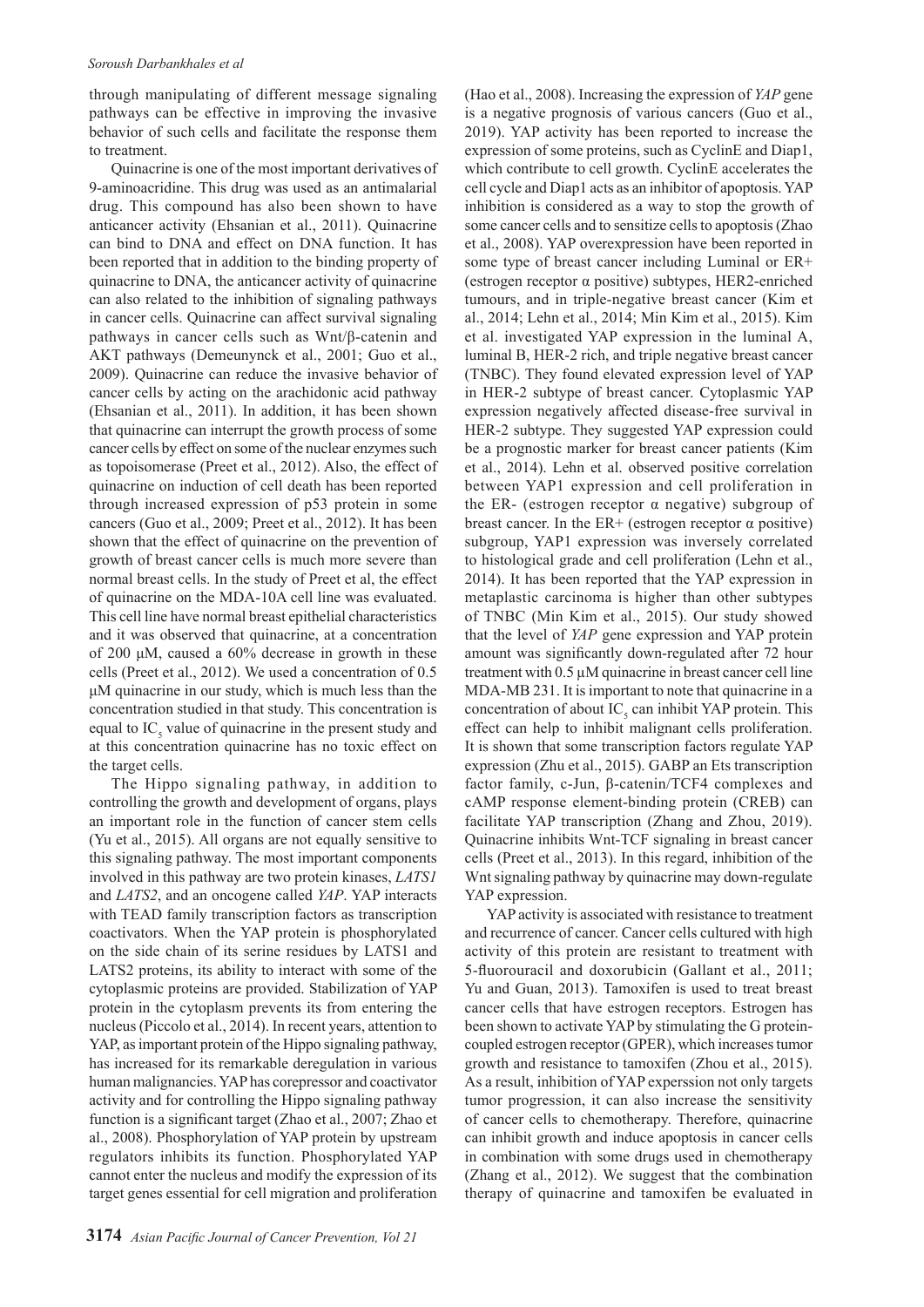through manipulating of different message signaling pathways can be effective in improving the invasive behavior of such cells and facilitate the response them to treatment.

Quinacrine is one of the most important derivatives of 9-aminoacridine. This drug was used as an antimalarial drug. This compound has also been shown to have anticancer activity (Ehsanian et al., 2011). Quinacrine can bind to DNA and effect on DNA function. It has been reported that in addition to the binding property of quinacrine to DNA, the anticancer activity of quinacrine can also related to the inhibition of signaling pathways in cancer cells. Quinacrine can affect survival signaling pathways in cancer cells such as Wnt/β-catenin and AKT pathways (Demeunynck et al., 2001; Guo et al., 2009). Quinacrine can reduce the invasive behavior of cancer cells by acting on the arachidonic acid pathway (Ehsanian et al., 2011). In addition, it has been shown that quinacrine can interrupt the growth process of some cancer cells by effect on some of the nuclear enzymes such as topoisomerase (Preet et al., 2012). Also, the effect of quinacrine on induction of cell death has been reported through increased expression of p53 protein in some cancers (Guo et al., 2009; Preet et al., 2012). It has been shown that the effect of quinacrine on the prevention of growth of breast cancer cells is much more severe than normal breast cells. In the study of Preet et al, the effect of quinacrine on the MDA-10A cell line was evaluated. This cell line have normal breast epithelial characteristics and it was observed that quinacrine, at a concentration of 200 μM, caused a 60% decrease in growth in these cells (Preet et al., 2012). We used a concentration of 0.5 μM quinacrine in our study, which is much less than the concentration studied in that study. This concentration is equal to $IC_5$ value of quinacrine in the present study and at this concentration quinacrine has no toxic effect on the target cells.

The Hippo signaling pathway, in addition to controlling the growth and development of organs, plays an important role in the function of cancer stem cells (Yu et al., 2015). All organs are not equally sensitive to this signaling pathway. The most important components involved in this pathway are two protein kinases, *LATS1* and *LATS2*, and an oncogene called *YAP*. YAP interacts with TEAD family transcription factors as transcription coactivators. When the YAP protein is phosphorylated on the side chain of its serine residues by LATS1 and LATS2 proteins, its ability to interact with some of the cytoplasmic proteins are provided. Stabilization of YAP protein in the cytoplasm prevents its from entering the nucleus (Piccolo et al., 2014). In recent years, attention to YAP, as important protein of the Hippo signaling pathway, has increased for its remarkable deregulation in various human malignancies. YAP has corepressor and coactivator activity and for controlling the Hippo signaling pathway function is a significant target (Zhao et al., 2007; Zhao et al., 2008). Phosphorylation of YAP protein by upstream regulators inhibits its function. Phosphorylated YAP cannot enter the nucleus and modify the expression of its target genes essential for cell migration and proliferation (Hao et al., 2008). Increasing the expression of *YAP* gene is a negative prognosis of various cancers (Guo et al., 2019). YAP activity has been reported to increase the expression of some proteins, such as CyclinE and Diap1, which contribute to cell growth. CyclinE accelerates the cell cycle and Diap1 acts as an inhibitor of apoptosis. YAP inhibition is considered as a way to stop the growth of some cancer cells and to sensitize cells to apoptosis (Zhao et al., 2008). YAP overexpression have been reported in some type of breast cancer including Luminal or ER+ (estrogen receptor α positive) subtypes, HER2-enriched tumours, and in triple-negative breast cancer (Kim et al., 2014; Lehn et al., 2014; Min Kim et al., 2015). Kim et al. investigated YAP expression in the luminal A, luminal B, HER-2 rich, and triple negative breast cancer (TNBC). They found elevated expression level of YAP in HER-2 subtype of breast cancer. Cytoplasmic YAP expression negatively affected disease-free survival in HER-2 subtype. They suggested YAP expression could be a prognostic marker for breast cancer patients (Kim et al., 2014). Lehn et al. observed positive correlation between YAP1 expression and cell proliferation in the ER- (estrogen receptor α negative) subgroup of breast cancer. In the ER+ (estrogen receptor α positive) subgroup, YAP1 expression was inversely correlated to histological grade and cell proliferation (Lehn et al., 2014). It has been reported that the YAP expression in metaplastic carcinoma is higher than other subtypes of TNBC (Min Kim et al., 2015). Our study showed that the level of *YAP* gene expression and YAP protein amount was significantly down-regulated after 72 hour treatment with 0.5 μM quinacrine in breast cancer cell line MDA-MB 231. It is important to note that quinacrine in a concentration of about $IC_5$ can inhibit YAP protein. This effect can help to inhibit malignant cells proliferation. It is shown that some transcription factors regulate YAP expression (Zhu et al., 2015). GABP an Ets transcription factor family, c-Jun, β-catenin/TCF4 complexes and cAMP response element-binding protein (CREB) can facilitate YAP transcription (Zhang and Zhou, 2019). Quinacrine inhibits Wnt-TCF signaling in breast cancer cells (Preet et al., 2013). In this regard, inhibition of the Wnt signaling pathway by quinacrine may down-regulate YAP expression.

YAP activity is associated with resistance to treatment and recurrence of cancer. Cancer cells cultured with high activity of this protein are resistant to treatment with 5-fluorouracil and doxorubicin (Gallant et al., 2011; Yu and Guan, 2013). Tamoxifen is used to treat breast cancer cells that have estrogen receptors. Estrogen has been shown to activate YAP by stimulating the G protein-coupled estrogen receptor (GPER), which increases tumor growth and resistance to tamoxifen (Zhou et al., 2015). As a result, inhibition of YAP experssion not only targets tumor progression, it can also increase the sensitivity of cancer cells to chemotherapy. Therefore, quinacrine can inhibit growth and induce apoptosis in cancer cells in combination with some drugs used in chemotherapy (Zhang et al., 2012). We suggest that the combination therapy of quinacrine and tamoxifen be evaluated in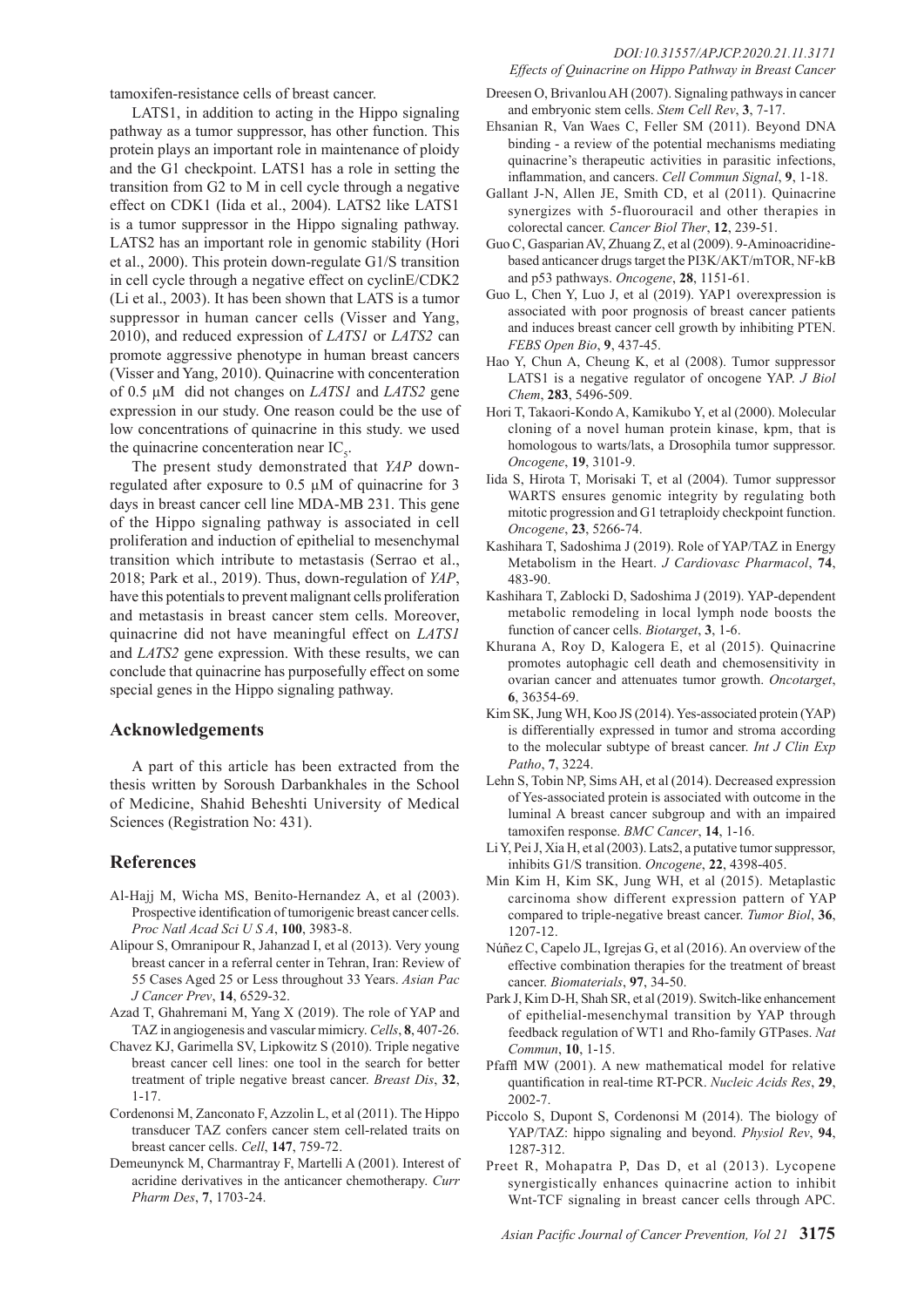tamoxifen-resistance cells of breast cancer.

LATS1, in addition to acting in the Hippo signaling pathway as a tumor suppressor, has other function. This protein plays an important role in maintenance of ploidy and the G1 checkpoint. LATS1 has a role in setting the transition from G2 to M in cell cycle through a negative effect on CDK1 (Iida et al., 2004). LATS2 like LATS1 is a tumor suppressor in the Hippo signaling pathway. LATS2 has an important role in genomic stability (Hori et al., 2000). This protein down-regulate G1/S transition in cell cycle through a negative effect on cyclinE/CDK2 (Li et al., 2003). It has been shown that LATS is a tumor suppressor in human cancer cells (Visser and Yang, 2010), and reduced expression of *LATS1* or *LATS2* can promote aggressive phenotype in human breast cancers (Visser and Yang, 2010). Quinacrine with concenteration of 0.5 µM did not changes on *LATS1* and *LATS2* gene expression in our study. One reason could be the use of low concentrations of quinacrine in this study. we used the quinacrine concenteration near $IC_5$.

The present study demonstrated that *YAP* down-regulated after exposure to 0.5 µM of quinacrine for 3 days in breast cancer cell line MDA-MB 231. This gene of the Hippo signaling pathway is associated in cell proliferation and induction of epithelial to mesenchymal transition which intribute to metastasis (Serrao et al., 2018; Park et al., 2019). Thus, down-regulation of *YAP*, have this potentials to prevent malignant cells proliferation and metastasis in breast cancer stem cells. Moreover, quinacrine did not have meaningful effect on *LATS1* and *LATS2* gene expression. With these results, we can conclude that quinacrine has purposefully effect on some special genes in the Hippo signaling pathway.

## Acknowledgements

A part of this article has been extracted from the thesis written by Soroush Darbankhales in the School of Medicine, Shahid Beheshti University of Medical Sciences (Registration No: 431).

## References

Al-Hajj M, Wicha MS, Benito-Hernandez A, et al (2003). Prospective identification of tumorigenic breast cancer cells. *Proc Natl Acad Sci U S A*, **100**, 3983-8.

Alipour S, Omranipour R, Jahanzad I, et al (2013). Very young breast cancer in a referral center in Tehran, Iran: Review of 55 Cases Aged 25 or Less throughout 33 Years. *Asian Pac J Cancer Prev*, **14**, 6529-32.

Azad T, Ghahremani M, Yang X (2019). The role of YAP and TAZ in angiogenesis and vascular mimicry. *Cells*, **8**, 407-26.

Chavez KJ, Garimella SV, Lipkowitz S (2010). Triple negative breast cancer cell lines: one tool in the search for better treatment of triple negative breast cancer. *Breast Dis*, **32**, 1-17.

Cordenonsi M, Zanconato F, Azzolin L, et al (2011). The Hippo transducer TAZ confers cancer stem cell-related traits on breast cancer cells. *Cell*, **147**, 759-72.

Demeunynck M, Charmantray F, Martelli A (2001). Interest of acridine derivatives in the anticancer chemotherapy. *Curr Pharm Des*, **7**, 1703-24.

Dreesen O, Brivanlou AH (2007). Signaling pathways in cancer and embryonic stem cells. *Stem Cell Rev*, **3**, 7-17.

Ehsanian R, Van Waes C, Feller SM (2011). Beyond DNA binding - a review of the potential mechanisms mediating quinacrine's therapeutic activities in parasitic infections, inflammation, and cancers. *Cell Commun Signal*, **9**, 1-18.

Gallant J-N, Allen JE, Smith CD, et al (2011). Quinacrine synergizes with 5-fluorouracil and other therapies in colorectal cancer. *Cancer Biol Ther*, **12**, 239-51.

Guo C, Gasparian AV, Zhuang Z, et al (2009). 9-Aminoacridine-based anticancer drugs target the PI3K/AKT/mTOR, NF-kB and p53 pathways. *Oncogene*, **28**, 1151-61.

Guo L, Chen Y, Luo J, et al (2019). YAP1 overexpression is associated with poor prognosis of breast cancer patients and induces breast cancer cell growth by inhibiting PTEN. *FEBS Open Bio*, **9**, 437-45.

Hao Y, Chun A, Cheung K, et al (2008). Tumor suppressor LATS1 is a negative regulator of oncogene YAP. *J Biol Chem*, **283**, 5496-509.

Hori T, Takaori-Kondo A, Kamikubo Y, et al (2000). Molecular cloning of a novel human protein kinase, kpm, that is homologous to warts/lats, a Drosophila tumor suppressor. *Oncogene*, **19**, 3101-9.

Iida S, Hirota T, Morisaki T, et al (2004). Tumor suppressor WARTS ensures genomic integrity by regulating both mitotic progression and G1 tetraploidy checkpoint function. *Oncogene*, **23**, 5266-74.

Kashihara T, Sadoshima J (2019). Role of YAP/TAZ in Energy Metabolism in the Heart. *J Cardiovasc Pharmacol*, **74**, 483-90.

Kashihara T, Zablocki D, Sadoshima J (2019). YAP-dependent metabolic remodeling in local lymph node boosts the function of cancer cells. *Biotarget*, **3**, 1-6.

Khurana A, Roy D, Kalogera E, et al (2015). Quinacrine promotes autophagic cell death and chemosensitivity in ovarian cancer and attenuates tumor growth. *Oncotarget*, **6**, 36354-69.

Kim SK, Jung WH, Koo JS (2014). Yes-associated protein (YAP) is differentially expressed in tumor and stroma according to the molecular subtype of breast cancer. *Int J Clin Exp Patho*, **7**, 3224.

Lehn S, Tobin NP, Sims AH, et al (2014). Decreased expression of Yes-associated protein is associated with outcome in the luminal A breast cancer subgroup and with an impaired tamoxifen response. *BMC Cancer*, **14**, 1-16.

Li Y, Pei J, Xia H, et al (2003). Lats2, a putative tumor suppressor, inhibits G1/S transition. *Oncogene*, **22**, 4398-405.

Min Kim H, Kim SK, Jung WH, et al (2015). Metaplastic carcinoma show different expression pattern of YAP compared to triple-negative breast cancer. *Tumor Biol*, **36**, 1207-12.

Núñez C, Capelo JL, Igrejas G, et al (2016). An overview of the effective combination therapies for the treatment of breast cancer. *Biomaterials*, **97**, 34-50.

Park J, Kim D-H, Shah SR, et al (2019). Switch-like enhancement of epithelial-mesenchymal transition by YAP through feedback regulation of WT1 and Rho-family GTPases. *Nat Commun*, **10**, 1-15.

Pfaffl MW (2001). A new mathematical model for relative quantification in real-time RT-PCR. *Nucleic Acids Res*, **29**, 2002-7.

Piccolo S, Dupont S, Cordenonsi M (2014). The biology of YAP/TAZ: hippo signaling and beyond. *Physiol Rev*, **94**, 1287-312.

Preet R, Mohapatra P, Das D, et al (2013). Lycopene synergistically enhances quinacrine action to inhibit Wnt-TCF signaling in breast cancer cells through APC.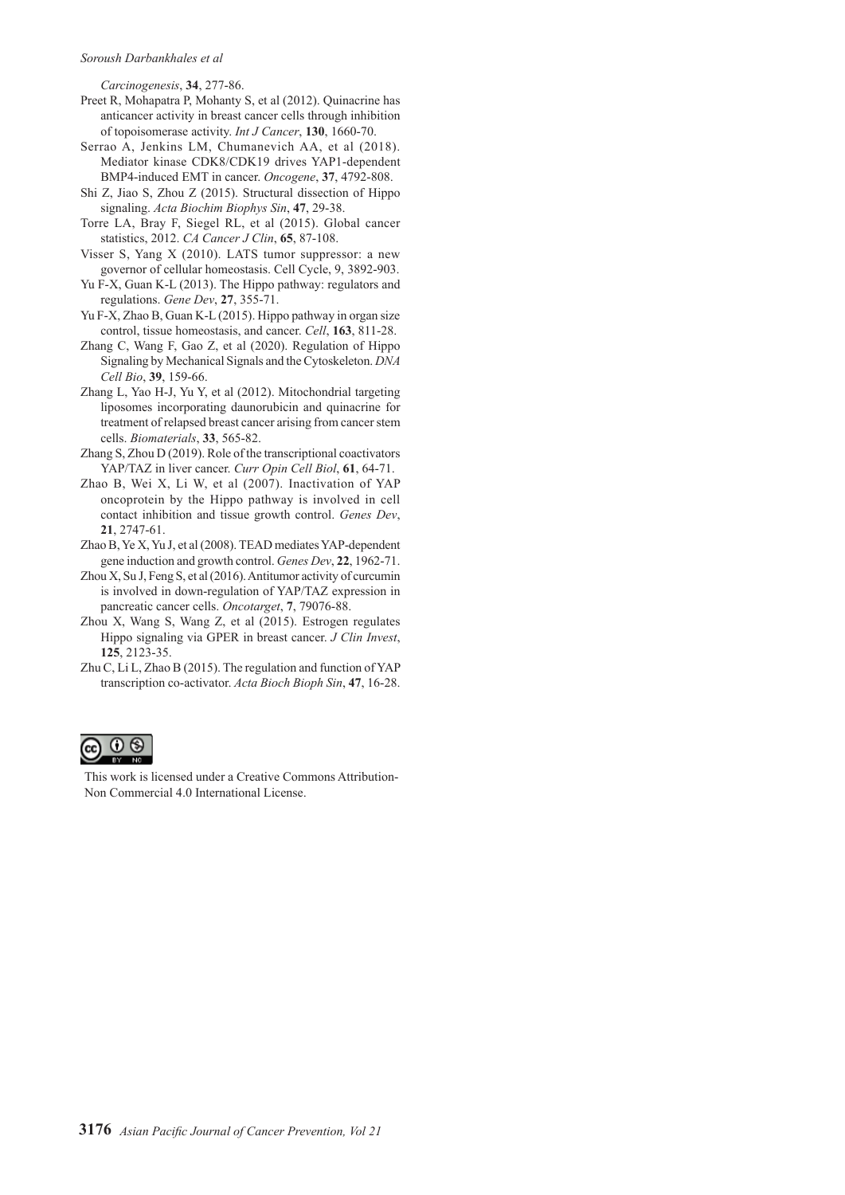*Carcinogenesis*, **34**, 277-86.

Preet R, Mohapatra P, Mohanty S, et al (2012). Quinacrine has anticancer activity in breast cancer cells through inhibition of topoisomerase activity. *Int J Cancer*, **130**, 1660-70.

Serrao A, Jenkins LM, Chumanevich AA, et al (2018). Mediator kinase CDK8/CDK19 drives YAP1-dependent BMP4-induced EMT in cancer. *Oncogene*, **37**, 4792-808.

Shi Z, Jiao S, Zhou Z (2015). Structural dissection of Hippo signaling. *Acta Biochim Biophys Sin*, **47**, 29-38.

Torre LA, Bray F, Siegel RL, et al (2015). Global cancer statistics, 2012. *CA Cancer J Clin*, **65**, 87-108.

Visser S, Yang X (2010). LATS tumor suppressor: a new governor of cellular homeostasis. Cell Cycle, 9, 3892-903.

Yu F-X, Guan K-L (2013). The Hippo pathway: regulators and regulations. *Gene Dev*, **27**, 355-71.

Yu F-X, Zhao B, Guan K-L (2015). Hippo pathway in organ size control, tissue homeostasis, and cancer. *Cell*, **163**, 811-28.

Zhang C, Wang F, Gao Z, et al (2020). Regulation of Hippo Signaling by Mechanical Signals and the Cytoskeleton. *DNA Cell Bio*, **39**, 159-66.

Zhang L, Yao H-J, Yu Y, et al (2012). Mitochondrial targeting liposomes incorporating daunorubicin and quinacrine for treatment of relapsed breast cancer arising from cancer stem cells. *Biomaterials*, **33**, 565-82.

Zhang S, Zhou D (2019). Role of the transcriptional coactivators YAP/TAZ in liver cancer. *Curr Opin Cell Biol*, **61**, 64-71.

Zhao B, Wei X, Li W, et al (2007). Inactivation of YAP oncoprotein by the Hippo pathway is involved in cell contact inhibition and tissue growth control. *Genes Dev*, **21**, 2747-61.

Zhao B, Ye X, Yu J, et al (2008). TEAD mediates YAP-dependent gene induction and growth control. *Genes Dev*, **22**, 1962-71.

Zhou X, Su J, Feng S, et al (2016). Antitumor activity of curcumin is involved in down-regulation of YAP/TAZ expression in pancreatic cancer cells. *Oncotarget*, **7**, 79076-88.

Zhou X, Wang S, Wang Z, et al (2015). Estrogen regulates Hippo signaling via GPER in breast cancer. *J Clin Invest*, **125**, 2123-35.

Zhu C, Li L, Zhao B (2015). The regulation and function of YAP transcription co-activator. *Acta Bioch Bioph Sin*, **47**, 16-28.

This work is licensed under a Creative Commons Attribution-Non Commercial 4.0 International License.